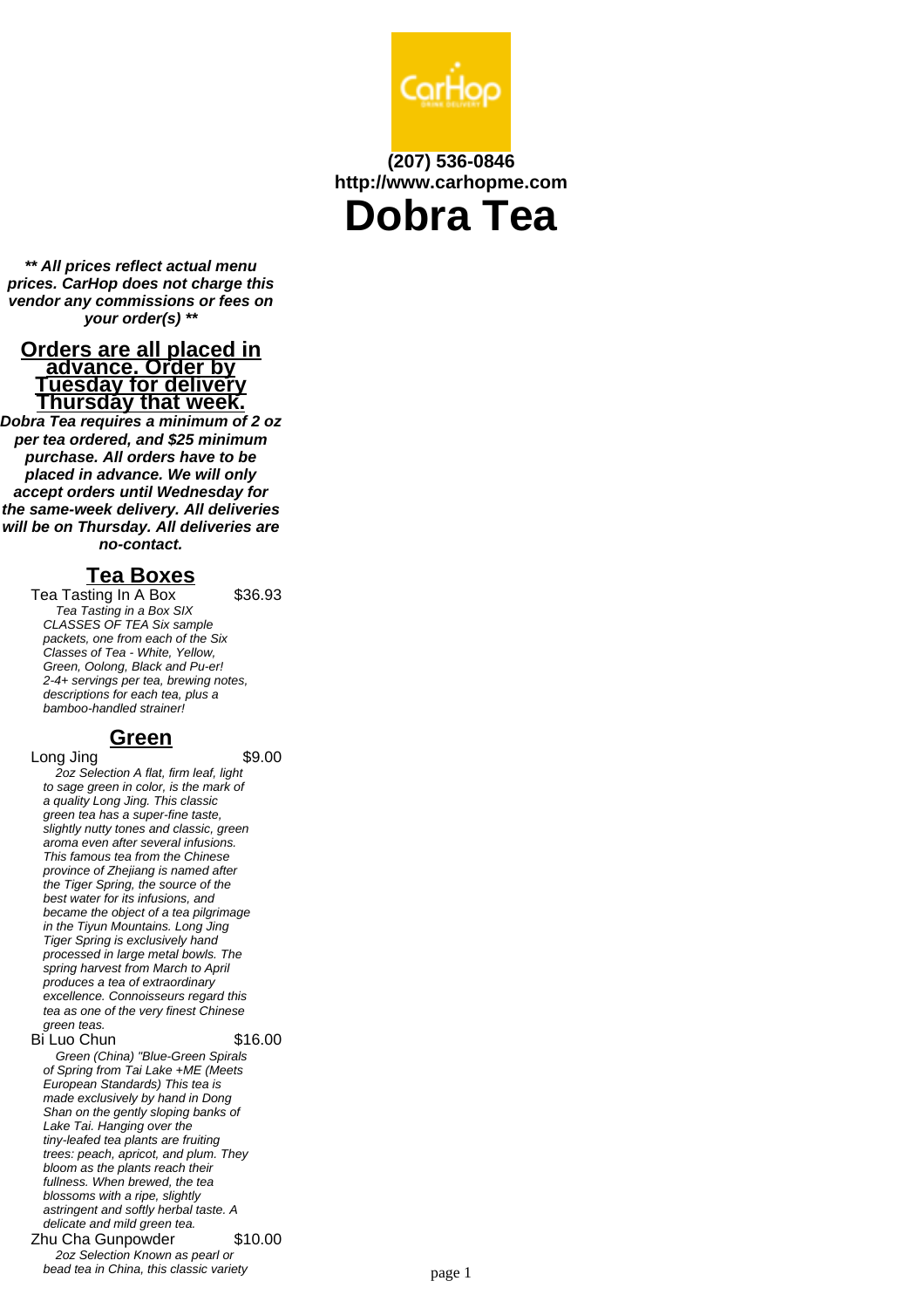**(207) 536-0846**
**http://www.carhopme.com**

# Dobra Tea

***\*\* All prices reflect actual menu prices. CarHop does not charge this vendor any commissions or fees on your order(s) \*\****

## Orders are all placed in advance. Order by Tuesday for delivery Thursday that week.

***Dobra Tea requires a minimum of 2 oz per tea ordered, and $25 minimum purchase. All orders have to be placed in advance. We will only accept orders until Wednesday for the same-week delivery. All deliveries will be on Thursday. All deliveries are no-contact.***

## Tea Boxes

**Tea Tasting In A Box** — $36.93

*Tea Tasting in a Box SIX CLASSES OF TEA Six sample packets, one from each of the Six Classes of Tea - White, Yellow, Green, Oolong, Black and Pu-er! 2-4+ servings per tea, brewing notes, descriptions for each tea, plus a bamboo-handled strainer!*

## Green

**Long Jing** — $9.00

*2oz Selection A flat, firm leaf, light to sage green in color, is the mark of a quality Long Jing. This classic green tea has a super-fine taste, slightly nutty tones and classic, green aroma even after several infusions. This famous tea from the Chinese province of Zhejiang is named after the Tiger Spring, the source of the best water for its infusions, and became the object of a tea pilgrimage in the Tiyun Mountains. Long Jing Tiger Spring is exclusively hand processed in large metal bowls. The spring harvest from March to April produces a tea of extraordinary excellence. Connoisseurs regard this tea as one of the very finest Chinese green teas.*

**Bi Luo Chun** — $16.00

*Green (China) "Blue-Green Spirals of Spring from Tai Lake +ME (Meets European Standards) This tea is made exclusively by hand in Dong Shan on the gently sloping banks of Lake Tai. Hanging over the tiny-leafed tea plants are fruiting trees: peach, apricot, and plum. They bloom as the plants reach their fullness. When brewed, the tea blossoms with a ripe, slightly astringent and softly herbal taste. A delicate and mild green tea.*

**Zhu Cha Gunpowder** — $10.00

*2oz Selection Known as pearl or bead tea in China, this classic variety*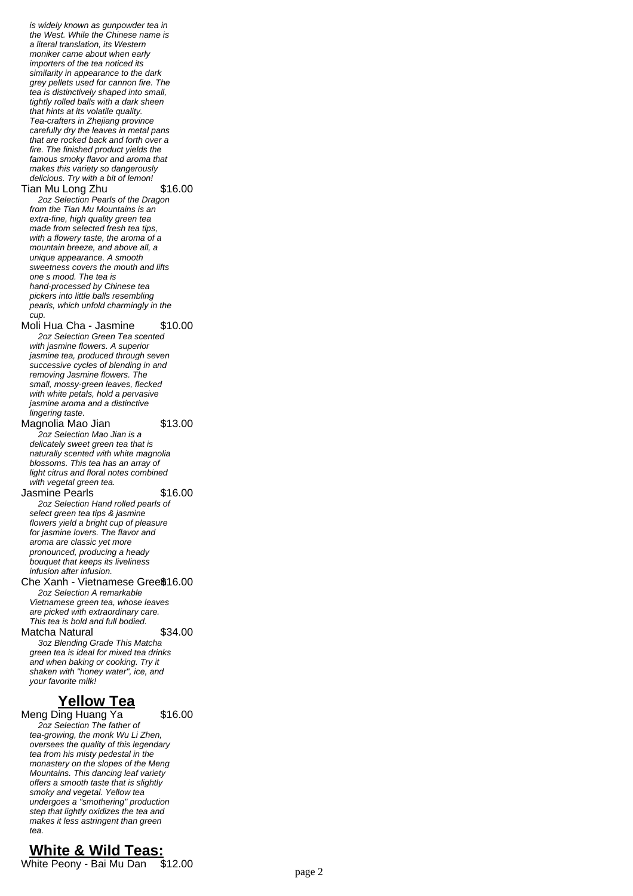*is widely known as gunpowder tea in the West. While the Chinese name is a literal translation, its Western moniker came about when early importers of the tea noticed its similarity in appearance to the dark grey pellets used for cannon fire. The tea is distinctively shaped into small, tightly rolled balls with a dark sheen that hints at its volatile quality. Tea-crafters in Zhejiang province carefully dry the leaves in metal pans that are rocked back and forth over a fire. The finished product yields the famous smoky flavor and aroma that makes this variety so dangerously delicious. Try with a bit of lemon!*

Tian Mu Long Zhu $16.00

*2oz Selection Pearls of the Dragon from the Tian Mu Mountains is an extra-fine, high quality green tea made from selected fresh tea tips, with a flowery taste, the aroma of a mountain breeze, and above all, a unique appearance. A smooth sweetness covers the mouth and lifts one s mood. The tea is hand-processed by Chinese tea pickers into little balls resembling pearls, which unfold charmingly in the cup.*

Moli Hua Cha - Jasmine $10.00

*2oz Selection Green Tea scented with jasmine flowers. A superior jasmine tea, produced through seven successive cycles of blending in and removing Jasmine flowers. The small, mossy-green leaves, flecked with white petals, hold a pervasive jasmine aroma and a distinctive lingering taste.*

Magnolia Mao Jian $13.00

*2oz Selection Mao Jian is a delicately sweet green tea that is naturally scented with white magnolia blossoms. This tea has an array of light citrus and floral notes combined with vegetal green tea.*

Jasmine Pearls $16.00

*2oz Selection Hand rolled pearls of select green tea tips & jasmine flowers yield a bright cup of pleasure for jasmine lovers. The flavor and aroma are classic yet more pronounced, producing a heady bouquet that keeps its liveliness infusion after infusion.*

Che Xanh - Vietnamese Green $16.00

*2oz Selection A remarkable Vietnamese green tea, whose leaves are picked with extraordinary care. This tea is bold and full bodied.*

Matcha Natural $34.00

*3oz Blending Grade This Matcha green tea is ideal for mixed tea drinks and when baking or cooking. Try it shaken with "honey water", ice, and your favorite milk!*

## Yellow Tea

Meng Ding Huang Ya $16.00

*2oz Selection The father of tea-growing, the monk Wu Li Zhen, oversees the quality of this legendary tea from his misty pedestal in the monastery on the slopes of the Meng Mountains. This dancing leaf variety offers a smooth taste that is slightly smoky and vegetal. Yellow tea undergoes a "smothering" production step that lightly oxidizes the tea and makes it less astringent than green tea.*

## White & Wild Teas:

White Peony - Bai Mu Dan $12.00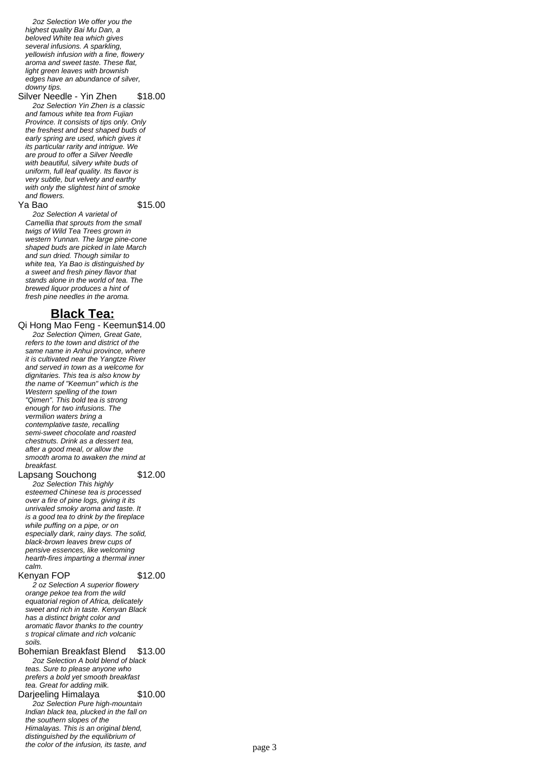*2oz Selection We offer you the highest quality Bai Mu Dan, a beloved White tea which gives several infusions. A sparkling, yellowish infusion with a fine, flowery aroma and sweet taste. These flat, light green leaves with brownish edges have an abundance of silver, downy tips.*

Silver Needle - Yin Zhen $18.00

*2oz Selection Yin Zhen is a classic and famous white tea from Fujian Province. It consists of tips only. Only the freshest and best shaped buds of early spring are used, which gives it its particular rarity and intrigue. We are proud to offer a Silver Needle with beautiful, silvery white buds of uniform, full leaf quality. Its flavor is very subtle, but velvety and earthy with only the slightest hint of smoke and flowers.*

Ya Bao $15.00

*2oz Selection A varietal of Camellia that sprouts from the small twigs of Wild Tea Trees grown in western Yunnan. The large pine-cone shaped buds are picked in late March and sun dried. Though similar to white tea, Ya Bao is distinguished by a sweet and fresh piney flavor that stands alone in the world of tea. The brewed liquor produces a hint of fresh pine needles in the aroma.*

## Black Tea:

Qi Hong Mao Feng - Keemun $14.00

*2oz Selection Qimen, Great Gate, refers to the town and district of the same name in Anhui province, where it is cultivated near the Yangtze River and served in town as a welcome for dignitaries. This tea is also know by the name of "Keemun" which is the Western spelling of the town "Qimen". This bold tea is strong enough for two infusions. The vermilion waters bring a contemplative taste, recalling semi-sweet chocolate and roasted chestnuts. Drink as a dessert tea, after a good meal, or allow the smooth aroma to awaken the mind at breakfast.*

Lapsang Souchong $12.00

*2oz Selection This highly esteemed Chinese tea is processed over a fire of pine logs, giving it its unrivaled smoky aroma and taste. It is a good tea to drink by the fireplace while puffing on a pipe, or on especially dark, rainy days. The solid, black-brown leaves brew cups of pensive essences, like welcoming hearth-fires imparting a thermal inner calm.*

Kenyan FOP $12.00

*2 oz Selection A superior flowery orange pekoe tea from the wild equatorial region of Africa, delicately sweet and rich in taste. Kenyan Black has a distinct bright color and aromatic flavor thanks to the country s tropical climate and rich volcanic soils.*

Bohemian Breakfast Blend $13.00

*2oz Selection A bold blend of black teas. Sure to please anyone who prefers a bold yet smooth breakfast tea. Great for adding milk.*

Darjeeling Himalaya $10.00

*2oz Selection Pure high-mountain Indian black tea, plucked in the fall on the southern slopes of the Himalayas. This is an original blend, distinguished by the equilibrium of the color of the infusion, its taste, and*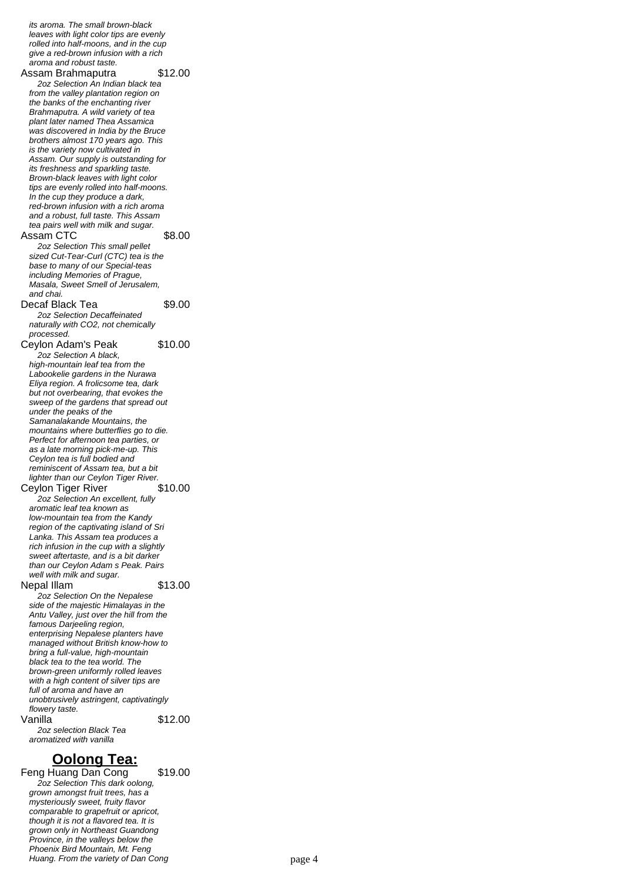*its aroma. The small brown-black leaves with light color tips are evenly rolled into half-moons, and in the cup give a red-brown infusion with a rich aroma and robust taste.*

Assam Brahmaputra $12.00

*2oz Selection An Indian black tea from the valley plantation region on the banks of the enchanting river Brahmaputra. A wild variety of tea plant later named Thea Assamica was discovered in India by the Bruce brothers almost 170 years ago. This is the variety now cultivated in Assam. Our supply is outstanding for its freshness and sparkling taste. Brown-black leaves with light color tips are evenly rolled into half-moons. In the cup they produce a dark, red-brown infusion with a rich aroma and a robust, full taste. This Assam tea pairs well with milk and sugar.*

Assam CTC $8.00

*2oz Selection This small pellet sized Cut-Tear-Curl (CTC) tea is the base to many of our Special-teas including Memories of Prague, Masala, Sweet Smell of Jerusalem, and chai.*

Decaf Black Tea $9.00

*2oz Selection Decaffeinated naturally with CO2, not chemically processed.*

Ceylon Adam's Peak $10.00

*2oz Selection A black, high-mountain leaf tea from the Labookelie gardens in the Nurawa Eliya region. A frolicsome tea, dark but not overbearing, that evokes the sweep of the gardens that spread out under the peaks of the Samanalakande Mountains, the mountains where butterflies go to die. Perfect for afternoon tea parties, or as a late morning pick-me-up. This Ceylon tea is full bodied and reminiscent of Assam tea, but a bit lighter than our Ceylon Tiger River.*

Ceylon Tiger River $10.00

*2oz Selection An excellent, fully aromatic leaf tea known as low-mountain tea from the Kandy region of the captivating island of Sri Lanka. This Assam tea produces a rich infusion in the cup with a slightly sweet aftertaste, and is a bit darker than our Ceylon Adam s Peak. Pairs well with milk and sugar.*

Nepal Illam $13.00

*2oz Selection On the Nepalese side of the majestic Himalayas in the Antu Valley, just over the hill from the famous Darjeeling region, enterprising Nepalese planters have managed without British know-how to bring a full-value, high-mountain black tea to the tea world. The brown-green uniformly rolled leaves with a high content of silver tips are full of aroma and have an unobtrusively astringent, captivatingly flowery taste.*

Vanilla $12.00

*2oz selection Black Tea aromatized with vanilla*

## **Oolong Tea:**

Feng Huang Dan Cong $19.00

*2oz Selection This dark oolong, grown amongst fruit trees, has a mysteriously sweet, fruity flavor comparable to grapefruit or apricot, though it is not a flavored tea. It is grown only in Northeast Guandong Province, in the valleys below the Phoenix Bird Mountain, Mt. Feng Huang. From the variety of Dan Cong*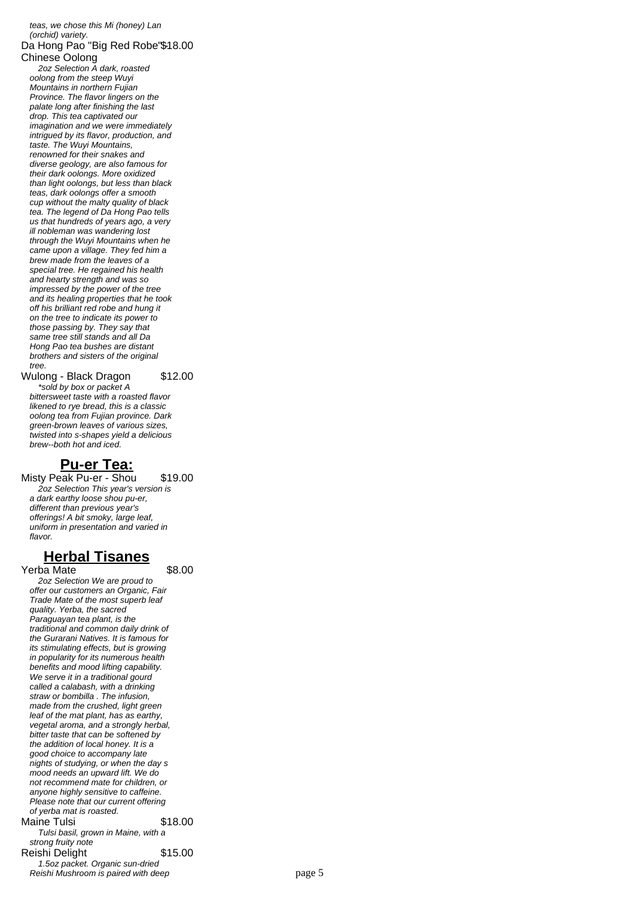*teas, we chose this Mi (honey) Lan (orchid) variety.*

Da Hong Pao "Big Red Robe" $18.00
Chinese Oolong

*2oz Selection A dark, roasted oolong from the steep Wuyi Mountains in northern Fujian Province. The flavor lingers on the palate long after finishing the last drop. This tea captivated our imagination and we were immediately intrigued by its flavor, production, and taste. The Wuyi Mountains, renowned for their snakes and diverse geology, are also famous for their dark oolongs. More oxidized than light oolongs, but less than black teas, dark oolongs offer a smooth cup without the malty quality of black tea. The legend of Da Hong Pao tells us that hundreds of years ago, a very ill nobleman was wandering lost through the Wuyi Mountains when he came upon a village. They fed him a brew made from the leaves of a special tree. He regained his health and hearty strength and was so impressed by the power of the tree and its healing properties that he took off his brilliant red robe and hung it on the tree to indicate its power to those passing by. They say that same tree still stands and all Da Hong Pao tea bushes are distant brothers and sisters of the original tree.*

Wulong - Black Dragon $12.00

*\*sold by box or packet A bittersweet taste with a roasted flavor likened to rye bread, this is a classic oolong tea from Fujian province. Dark green-brown leaves of various sizes, twisted into s-shapes yield a delicious brew--both hot and iced.*

## Pu-er Tea:

Misty Peak Pu-er - Shou $19.00

*2oz Selection This year's version is a dark earthy loose shou pu-er, different than previous year's offerings! A bit smoky, large leaf, uniform in presentation and varied in flavor.*

## Herbal Tisanes

Yerba Mate $8.00

*2oz Selection We are proud to offer our customers an Organic, Fair Trade Mate of the most superb leaf quality. Yerba, the sacred Paraguayan tea plant, is the traditional and common daily drink of the Gurarani Natives. It is famous for its stimulating effects, but is growing in popularity for its numerous health benefits and mood lifting capability. We serve it in a traditional gourd called a calabash, with a drinking straw or bombilla . The infusion, made from the crushed, light green leaf of the mat plant, has as earthy, vegetal aroma, and a strongly herbal, bitter taste that can be softened by the addition of local honey. It is a good choice to accompany late nights of studying, or when the day s mood needs an upward lift. We do not recommend mate for children, or anyone highly sensitive to caffeine. Please note that our current offering of yerba mat is roasted.*

Maine Tulsi $18.00

*Tulsi basil, grown in Maine, with a strong fruity note*

Reishi Delight $15.00

*1.5oz packet. Organic sun-dried Reishi Mushroom is paired with deep*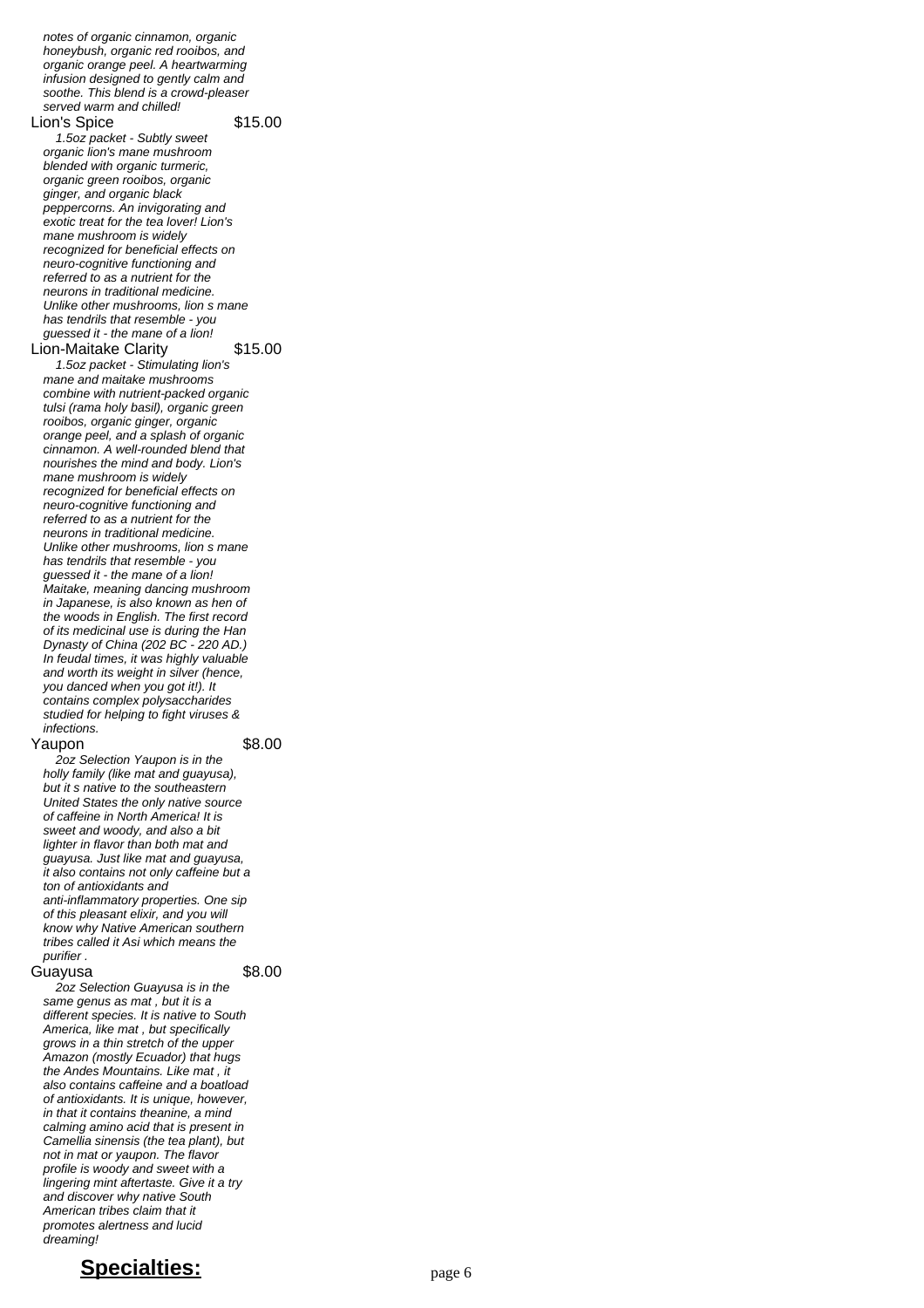*notes of organic cinnamon, organic honeybush, organic red rooibos, and organic orange peel. A heartwarming infusion designed to gently calm and soothe. This blend is a crowd-pleaser served warm and chilled!*

**Lion's Spice** — $15.00

*1.5oz packet - Subtly sweet organic lion's mane mushroom blended with organic turmeric, organic green rooibos, organic ginger, and organic black peppercorns. An invigorating and exotic treat for the tea lover! Lion's mane mushroom is widely recognized for beneficial effects on neuro-cognitive functioning and referred to as a nutrient for the neurons in traditional medicine. Unlike other mushrooms, lion s mane has tendrils that resemble - you guessed it - the mane of a lion!*

**Lion-Maitake Clarity** — $15.00

*1.5oz packet - Stimulating lion's mane and maitake mushrooms combine with nutrient-packed organic tulsi (rama holy basil), organic green rooibos, organic ginger, organic orange peel, and a splash of organic cinnamon. A well-rounded blend that nourishes the mind and body. Lion's mane mushroom is widely recognized for beneficial effects on neuro-cognitive functioning and referred to as a nutrient for the neurons in traditional medicine. Unlike other mushrooms, lion s mane has tendrils that resemble - you guessed it - the mane of a lion! Maitake, meaning dancing mushroom in Japanese, is also known as hen of the woods in English. The first record of its medicinal use is during the Han Dynasty of China (202 BC - 220 AD.) In feudal times, it was highly valuable and worth its weight in silver (hence, you danced when you got it!). It contains complex polysaccharides studied for helping to fight viruses & infections.*

**Yaupon** — $8.00

*2oz Selection Yaupon is in the holly family (like mat and guayusa), but it s native to the southeastern United States the only native source of caffeine in North America! It is sweet and woody, and also a bit lighter in flavor than both mat and guayusa. Just like mat and guayusa, it also contains not only caffeine but a ton of antioxidants and anti-inflammatory properties. One sip of this pleasant elixir, and you will know why Native American southern tribes called it Asi which means the purifier .*

**Guayusa** — $8.00

*2oz Selection Guayusa is in the same genus as mat , but it is a different species. It is native to South America, like mat , but specifically grows in a thin stretch of the upper Amazon (mostly Ecuador) that hugs the Andes Mountains. Like mat , it also contains caffeine and a boatload of antioxidants. It is unique, however, in that it contains theanine, a mind calming amino acid that is present in Camellia sinensis (the tea plant), but not in mat or yaupon. The flavor profile is woody and sweet with a lingering mint aftertaste. Give it a try and discover why native South American tribes claim that it promotes alertness and lucid dreaming!*

## Specialties: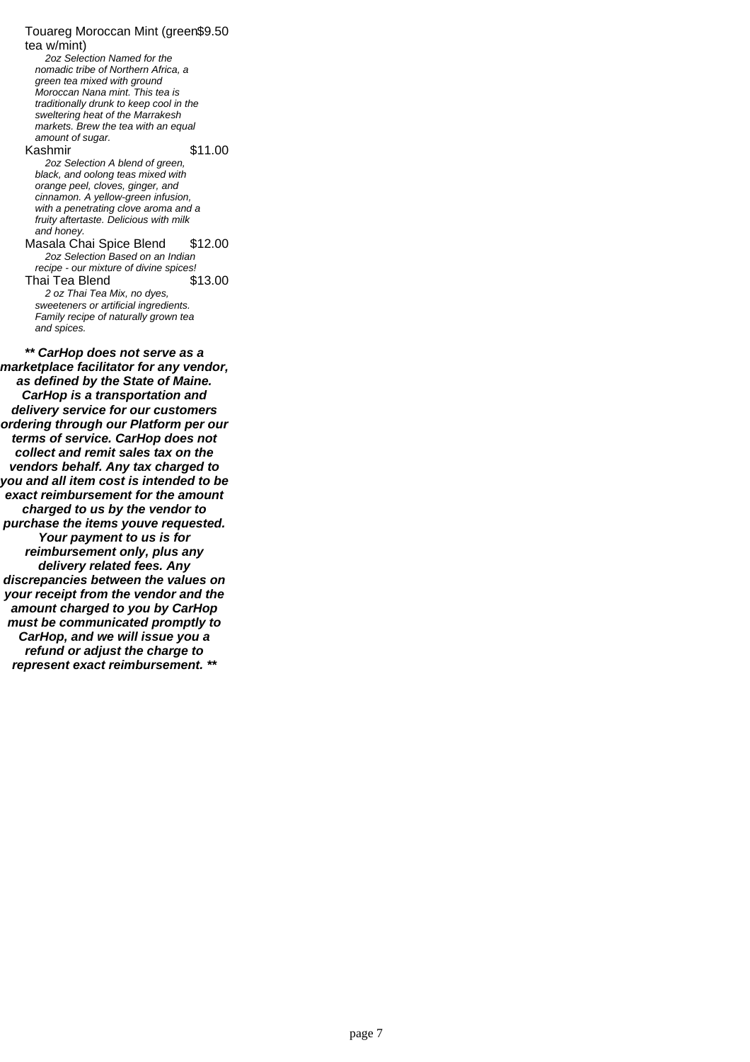Touareg Moroccan Mint (green tea w/mint) $9.50

*2oz Selection Named for the nomadic tribe of Northern Africa, a green tea mixed with ground Moroccan Nana mint. This tea is traditionally drunk to keep cool in the sweltering heat of the Marrakesh markets. Brew the tea with an equal amount of sugar.*

Kashmir $11.00

*2oz Selection A blend of green, black, and oolong teas mixed with orange peel, cloves, ginger, and cinnamon. A yellow-green infusion, with a penetrating clove aroma and a fruity aftertaste. Delicious with milk and honey.*

Masala Chai Spice Blend $12.00

*2oz Selection Based on an Indian recipe - our mixture of divine spices!*

Thai Tea Blend $13.00

*2 oz Thai Tea Mix, no dyes, sweeteners or artificial ingredients. Family recipe of naturally grown tea and spices.*

***\*\* CarHop does not serve as a marketplace facilitator for any vendor, as defined by the State of Maine. CarHop is a transportation and delivery service for our customers ordering through our Platform per our terms of service. CarHop does not collect and remit sales tax on the vendors behalf. Any tax charged to you and all item cost is intended to be exact reimbursement for the amount charged to us by the vendor to purchase the items youve requested. Your payment to us is for reimbursement only, plus any delivery related fees. Any discrepancies between the values on your receipt from the vendor and the amount charged to you by CarHop must be communicated promptly to CarHop, and we will issue you a refund or adjust the charge to represent exact reimbursement. \*\****